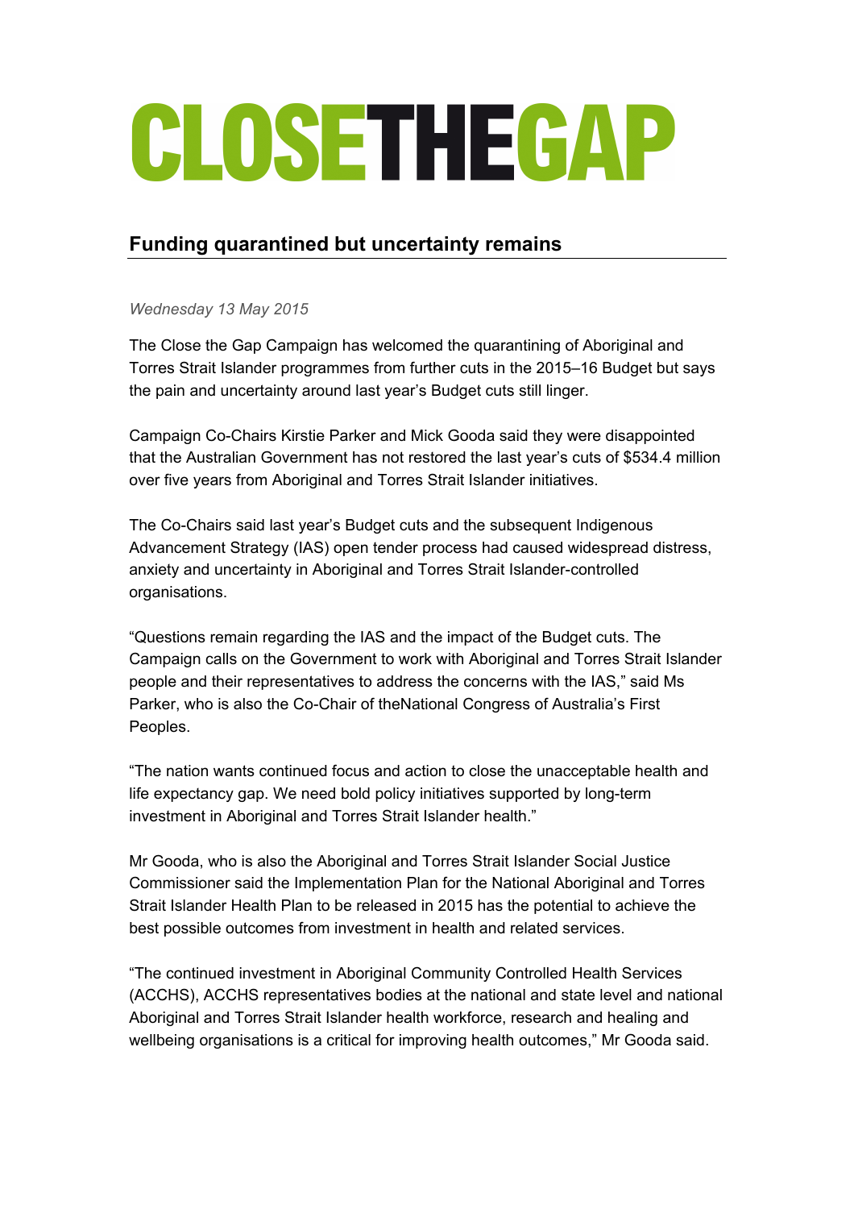# CLOSETHEGAP

## Funding quarantined but uncertainty remains

*Wednesday 13 May 2015*

The Close the Gap Campaign has welcomed the quarantining of Aboriginal and Torres Strait Islander programmes from further cuts in the 2015–16 Budget but says the pain and uncertainty around last year's Budget cuts still linger.

Campaign Co-Chairs Kirstie Parker and Mick Gooda said they were disappointed that the Australian Government has not restored the last year's cuts of $534.4 million over five years from Aboriginal and Torres Strait Islander initiatives.

The Co-Chairs said last year's Budget cuts and the subsequent Indigenous Advancement Strategy (IAS) open tender process had caused widespread distress, anxiety and uncertainty in Aboriginal and Torres Strait Islander-controlled organisations.

"Questions remain regarding the IAS and the impact of the Budget cuts. The Campaign calls on the Government to work with Aboriginal and Torres Strait Islander people and their representatives to address the concerns with the IAS," said Ms Parker, who is also the Co-Chair of theNational Congress of Australia's First Peoples.

"The nation wants continued focus and action to close the unacceptable health and life expectancy gap. We need bold policy initiatives supported by long-term investment in Aboriginal and Torres Strait Islander health."

Mr Gooda, who is also the Aboriginal and Torres Strait Islander Social Justice Commissioner said the Implementation Plan for the National Aboriginal and Torres Strait Islander Health Plan to be released in 2015 has the potential to achieve the best possible outcomes from investment in health and related services.

"The continued investment in Aboriginal Community Controlled Health Services (ACCHS), ACCHS representatives bodies at the national and state level and national Aboriginal and Torres Strait Islander health workforce, research and healing and wellbeing organisations is a critical for improving health outcomes," Mr Gooda said.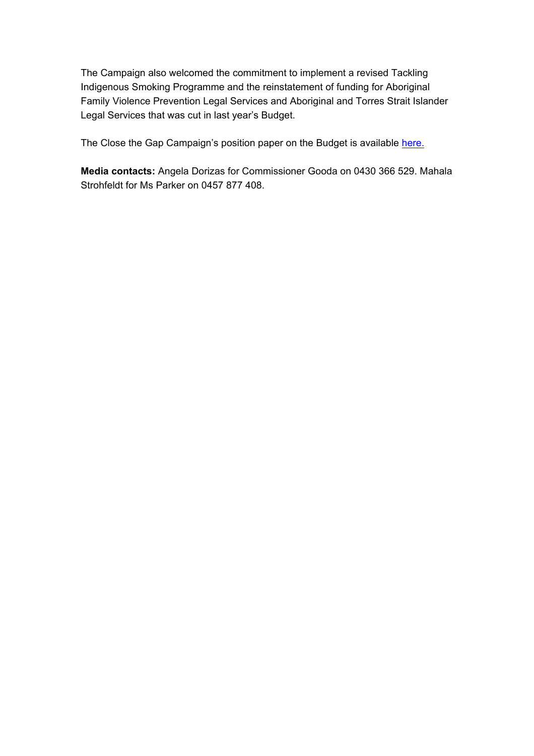The Campaign also welcomed the commitment to implement a revised Tackling Indigenous Smoking Programme and the reinstatement of funding for Aboriginal Family Violence Prevention Legal Services and Aboriginal and Torres Strait Islander Legal Services that was cut in last year's Budget.

The Close the Gap Campaign's position paper on the Budget is available here.

**Media contacts:** Angela Dorizas for Commissioner Gooda on 0430 366 529. Mahala Strohfeldt for Ms Parker on 0457 877 408.